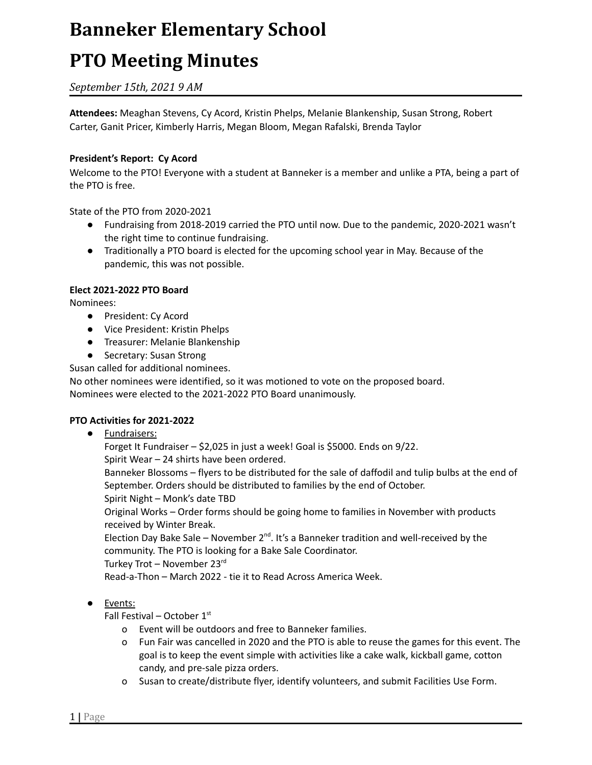# Banneker Elementary School

# PTO Meeting Minutes

*September 15th, 2021 9 AM*

**Attendees:** Meaghan Stevens, Cy Acord, Kristin Phelps, Melanie Blankenship, Susan Strong, Robert Carter, Ganit Pricer, Kimberly Harris, Megan Bloom, Megan Rafalski, Brenda Taylor

**President's Report: Cy Acord**

Welcome to the PTO! Everyone with a student at Banneker is a member and unlike a PTA, being a part of the PTO is free.

State of the PTO from 2020-2021

- Fundraising from 2018-2019 carried the PTO until now. Due to the pandemic, 2020-2021 wasn't the right time to continue fundraising.
- Traditionally a PTO board is elected for the upcoming school year in May. Because of the pandemic, this was not possible.

**Elect 2021-2022 PTO Board**

Nominees:

- President: Cy Acord
- Vice President: Kristin Phelps
- Treasurer: Melanie Blankenship
- Secretary: Susan Strong

Susan called for additional nominees.

No other nominees were identified, so it was motioned to vote on the proposed board.

Nominees were elected to the 2021-2022 PTO Board unanimously.

**PTO Activities for 2021-2022**

- Fundraisers:

  Forget It Fundraiser – $2,025 in just a week! Goal is $5000. Ends on 9/22.

  Spirit Wear – 24 shirts have been ordered.

  Banneker Blossoms – flyers to be distributed for the sale of daffodil and tulip bulbs at the end of September. Orders should be distributed to families by the end of October.

  Spirit Night – Monk's date TBD

  Original Works – Order forms should be going home to families in November with products received by Winter Break.

  Election Day Bake Sale – November 2nd. It's a Banneker tradition and well-received by the community. The PTO is looking for a Bake Sale Coordinator.

  Turkey Trot – November 23rd

  Read-a-Thon – March 2022 - tie it to Read Across America Week.

- Events:

  Fall Festival – October 1st

  - Event will be outdoors and free to Banneker families.
  - Fun Fair was cancelled in 2020 and the PTO is able to reuse the games for this event. The goal is to keep the event simple with activities like a cake walk, kickball game, cotton candy, and pre-sale pizza orders.
  - Susan to create/distribute flyer, identify volunteers, and submit Facilities Use Form.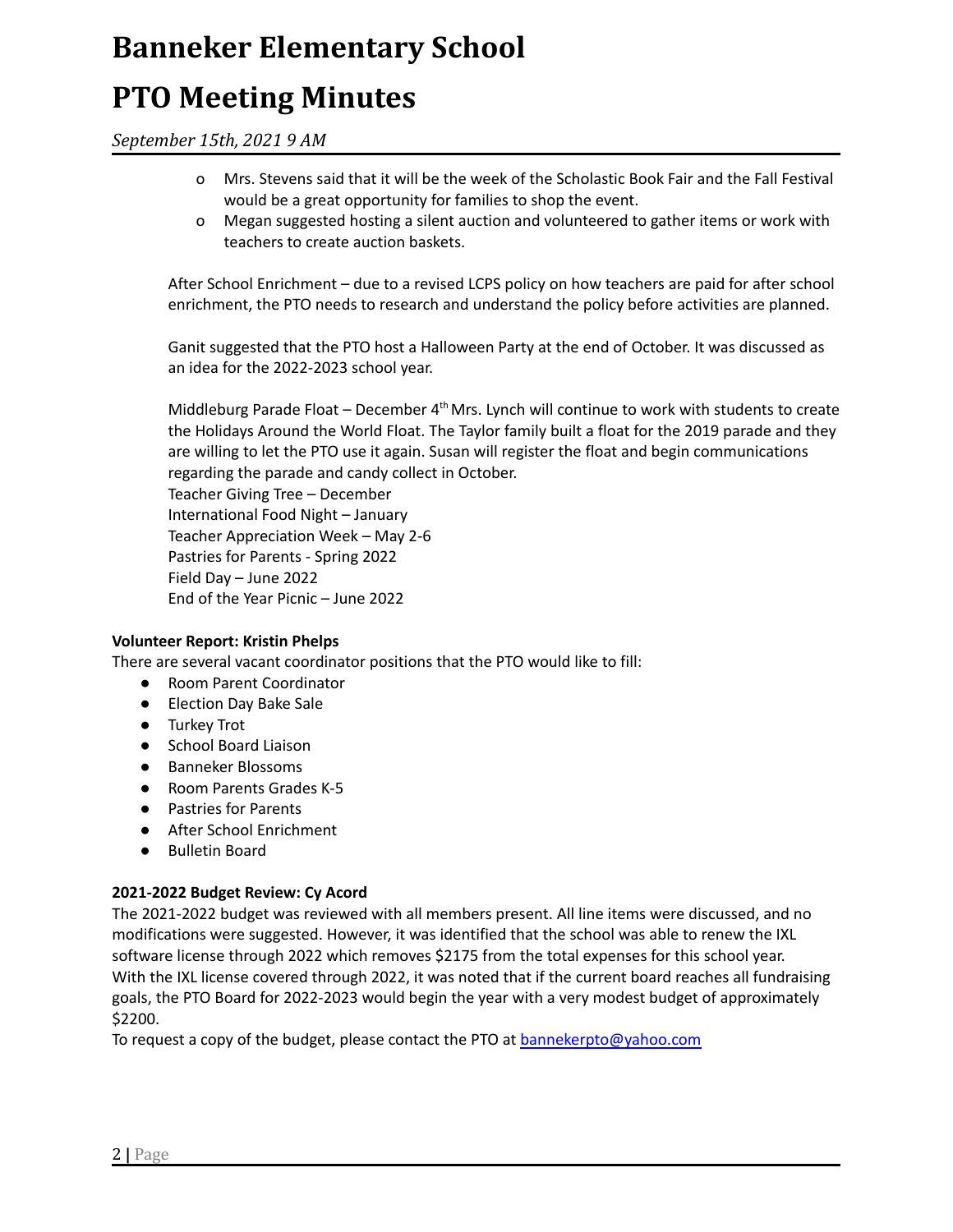- Mrs. Stevens said that it will be the week of the Scholastic Book Fair and the Fall Festival would be a great opportunity for families to shop the event.
- Megan suggested hosting a silent auction and volunteered to gather items or work with teachers to create auction baskets.

After School Enrichment – due to a revised LCPS policy on how teachers are paid for after school enrichment, the PTO needs to research and understand the policy before activities are planned.

Ganit suggested that the PTO host a Halloween Party at the end of October. It was discussed as an idea for the 2022-2023 school year.

Middleburg Parade Float – December 4th Mrs. Lynch will continue to work with students to create the Holidays Around the World Float. The Taylor family built a float for the 2019 parade and they are willing to let the PTO use it again. Susan will register the float and begin communications regarding the parade and candy collect in October.
Teacher Giving Tree – December
International Food Night – January
Teacher Appreciation Week – May 2-6
Pastries for Parents - Spring 2022
Field Day – June 2022
End of the Year Picnic – June 2022

**Volunteer Report: Kristin Phelps**

There are several vacant coordinator positions that the PTO would like to fill:

- Room Parent Coordinator
- Election Day Bake Sale
- Turkey Trot
- School Board Liaison
- Banneker Blossoms
- Room Parents Grades K-5
- Pastries for Parents
- After School Enrichment
- Bulletin Board

**2021-2022 Budget Review: Cy Acord**

The 2021-2022 budget was reviewed with all members present. All line items were discussed, and no modifications were suggested. However, it was identified that the school was able to renew the IXL software license through 2022 which removes $2175 from the total expenses for this school year. With the IXL license covered through 2022, it was noted that if the current board reaches all fundraising goals, the PTO Board for 2022-2023 would begin the year with a very modest budget of approximately $2200.
To request a copy of the budget, please contact the PTO at bannekerpto@yahoo.com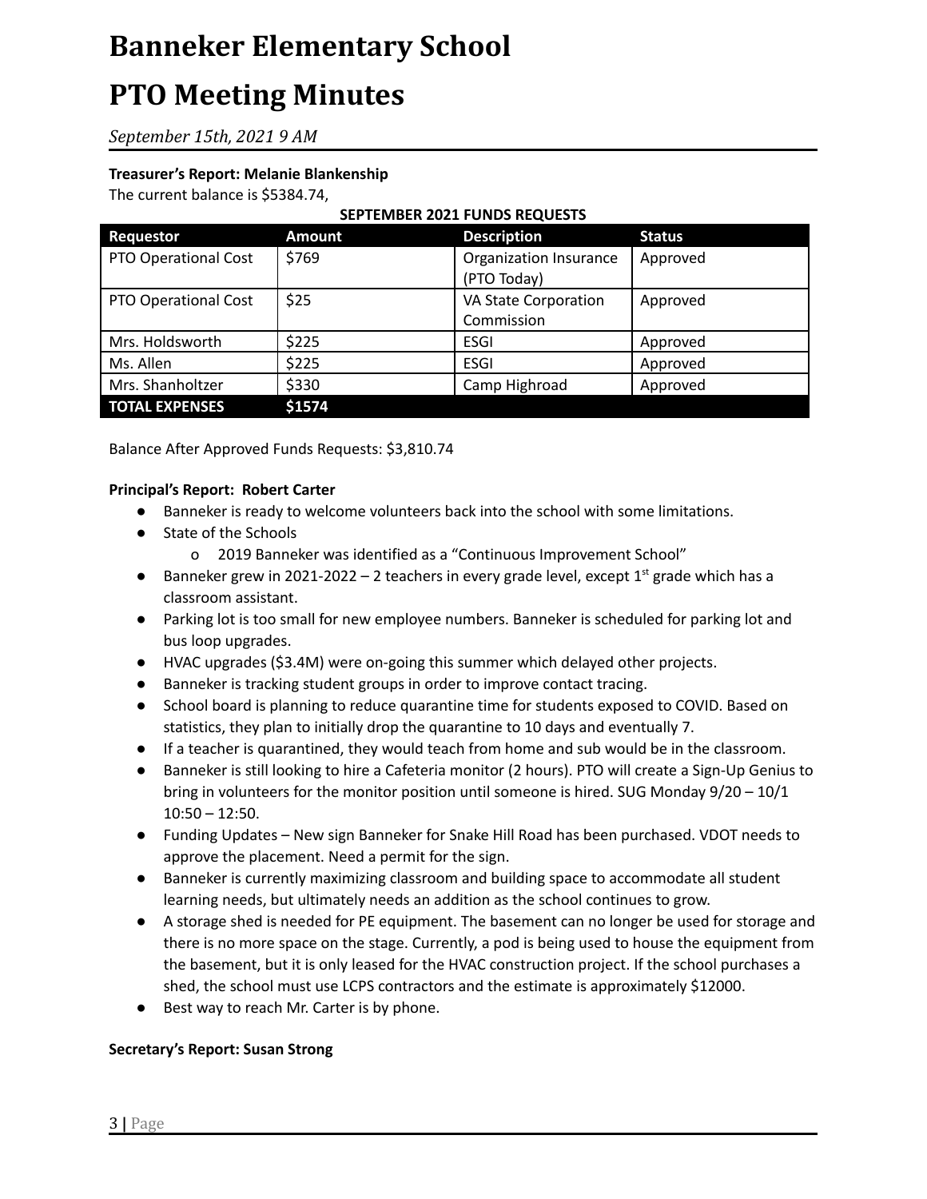# Banneker Elementary School

# PTO Meeting Minutes

*September 15th, 2021 9 AM*

**Treasurer's Report: Melanie Blankenship**

The current balance is $5384.74,

**SEPTEMBER 2021 FUNDS REQUESTS**

| Requestor | Amount | Description | Status |
|---|---|---|---|
| PTO Operational Cost | $769 | Organization Insurance (PTO Today) | Approved |
| PTO Operational Cost | $25 | VA State Corporation Commission | Approved |
| Mrs. Holdsworth | $225 | ESGI | Approved |
| Ms. Allen | $225 | ESGI | Approved |
| Mrs. Shanholtzer | $330 | Camp Highroad | Approved |
| **TOTAL EXPENSES** | **$1574** | | |

Balance After Approved Funds Requests: $3,810.74

**Principal's Report: Robert Carter**

- Banneker is ready to welcome volunteers back into the school with some limitations.
- State of the Schools
    - 2019 Banneker was identified as a "Continuous Improvement School"
- Banneker grew in 2021-2022 – 2 teachers in every grade level, except 1st grade which has a classroom assistant.
- Parking lot is too small for new employee numbers. Banneker is scheduled for parking lot and bus loop upgrades.
- HVAC upgrades ($3.4M) were on-going this summer which delayed other projects.
- Banneker is tracking student groups in order to improve contact tracing.
- School board is planning to reduce quarantine time for students exposed to COVID. Based on statistics, they plan to initially drop the quarantine to 10 days and eventually 7.
- If a teacher is quarantined, they would teach from home and sub would be in the classroom.
- Banneker is still looking to hire a Cafeteria monitor (2 hours). PTO will create a Sign-Up Genius to bring in volunteers for the monitor position until someone is hired. SUG Monday 9/20 – 10/1 10:50 – 12:50.
- Funding Updates – New sign Banneker for Snake Hill Road has been purchased. VDOT needs to approve the placement. Need a permit for the sign.
- Banneker is currently maximizing classroom and building space to accommodate all student learning needs, but ultimately needs an addition as the school continues to grow.
- A storage shed is needed for PE equipment. The basement can no longer be used for storage and there is no more space on the stage. Currently, a pod is being used to house the equipment from the basement, but it is only leased for the HVAC construction project. If the school purchases a shed, the school must use LCPS contractors and the estimate is approximately $12000.
- Best way to reach Mr. Carter is by phone.

**Secretary's Report: Susan Strong**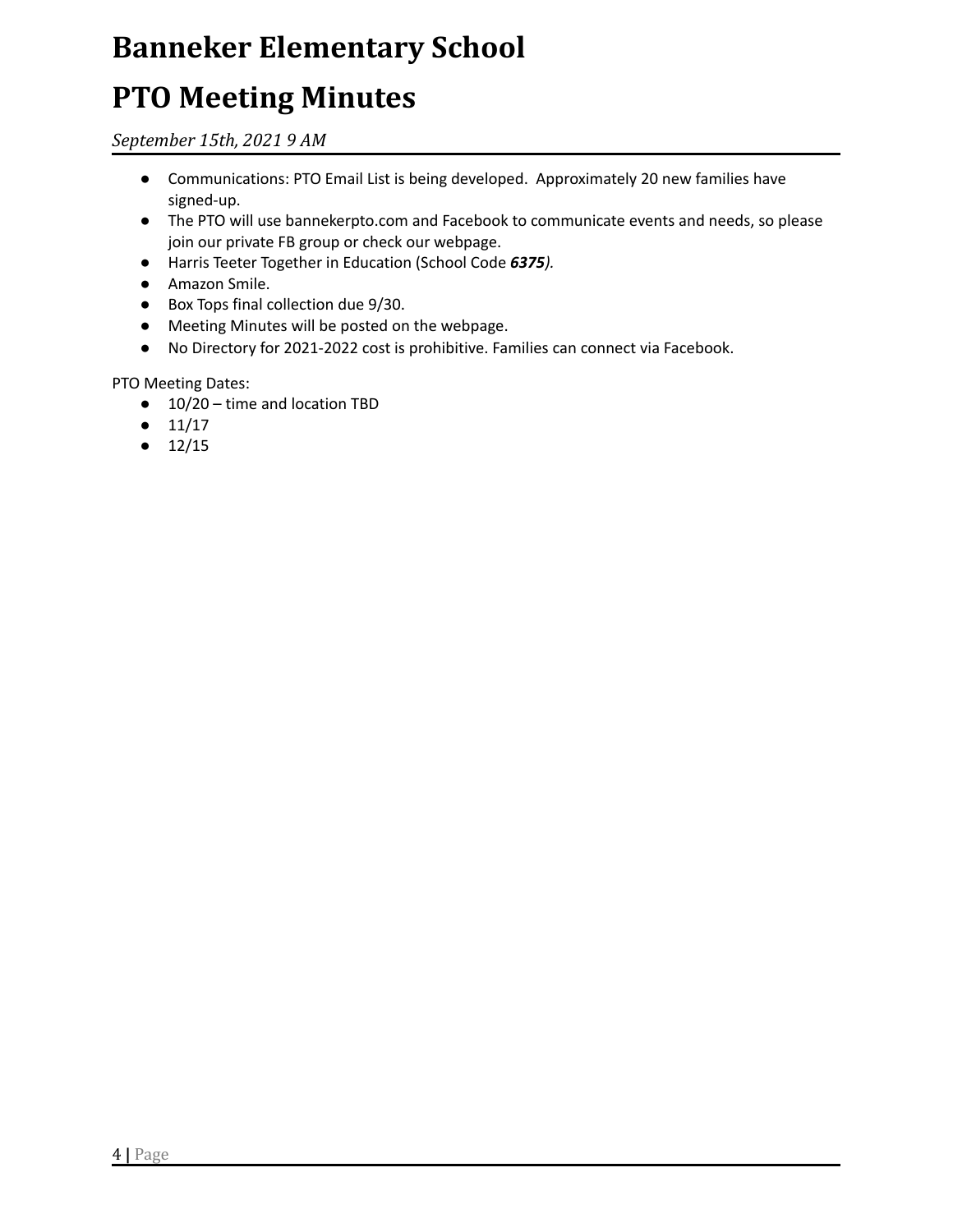# Banneker Elementary School

# PTO Meeting Minutes

*September 15th, 2021 9 AM*

- Communications: PTO Email List is being developed. Approximately 20 new families have signed-up.
- The PTO will use bannekerpto.com and Facebook to communicate events and needs, so please join our private FB group or check our webpage.
- Harris Teeter Together in Education (School Code ***6375****).*
- Amazon Smile.
- Box Tops final collection due 9/30.
- Meeting Minutes will be posted on the webpage.
- No Directory for 2021-2022 cost is prohibitive. Families can connect via Facebook.

PTO Meeting Dates:

- 10/20 – time and location TBD
- 11/17
- 12/15